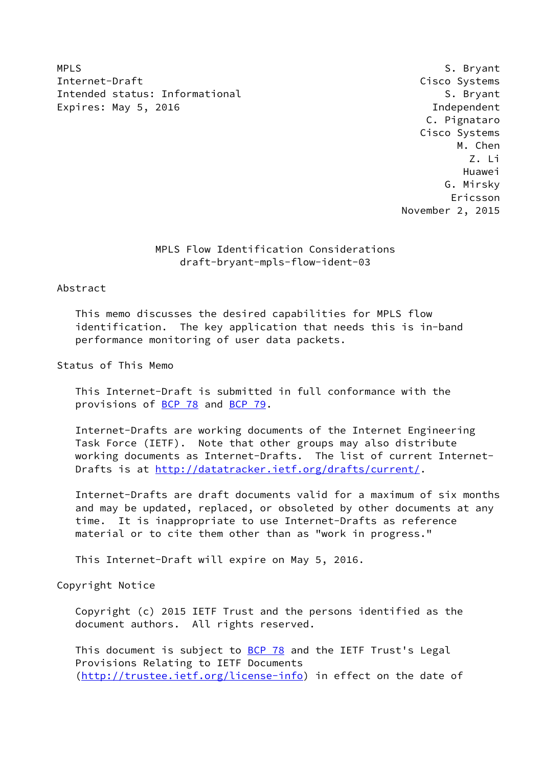MPLS                                                           S. Bryant
Internet-Draft                                             Cisco Systems
Intended status: Informational                                 S. Bryant
Expires: May 5, 2016                                         Independent
                                                            C. Pignataro
                                                           Cisco Systems
                                                                 M. Chen
                                                                   Z. Li
                                                                  Huawei
                                                               G. Mirsky
                                                                Ericsson
                                                        November 2, 2015

# MPLS Flow Identification Considerations
## draft-bryant-mpls-flow-ident-03

## Abstract

This memo discusses the desired capabilities for MPLS flow identification. The key application that needs this is in-band performance monitoring of user data packets.

## Status of This Memo

This Internet-Draft is submitted in full conformance with the provisions of BCP 78 and BCP 79.

Internet-Drafts are working documents of the Internet Engineering Task Force (IETF). Note that other groups may also distribute working documents as Internet-Drafts. The list of current Internet-Drafts is at http://datatracker.ietf.org/drafts/current/.

Internet-Drafts are draft documents valid for a maximum of six months and may be updated, replaced, or obsoleted by other documents at any time. It is inappropriate to use Internet-Drafts as reference material or to cite them other than as "work in progress."

This Internet-Draft will expire on May 5, 2016.

## Copyright Notice

Copyright (c) 2015 IETF Trust and the persons identified as the document authors. All rights reserved.

This document is subject to BCP 78 and the IETF Trust's Legal Provisions Relating to IETF Documents (http://trustee.ietf.org/license-info) in effect on the date of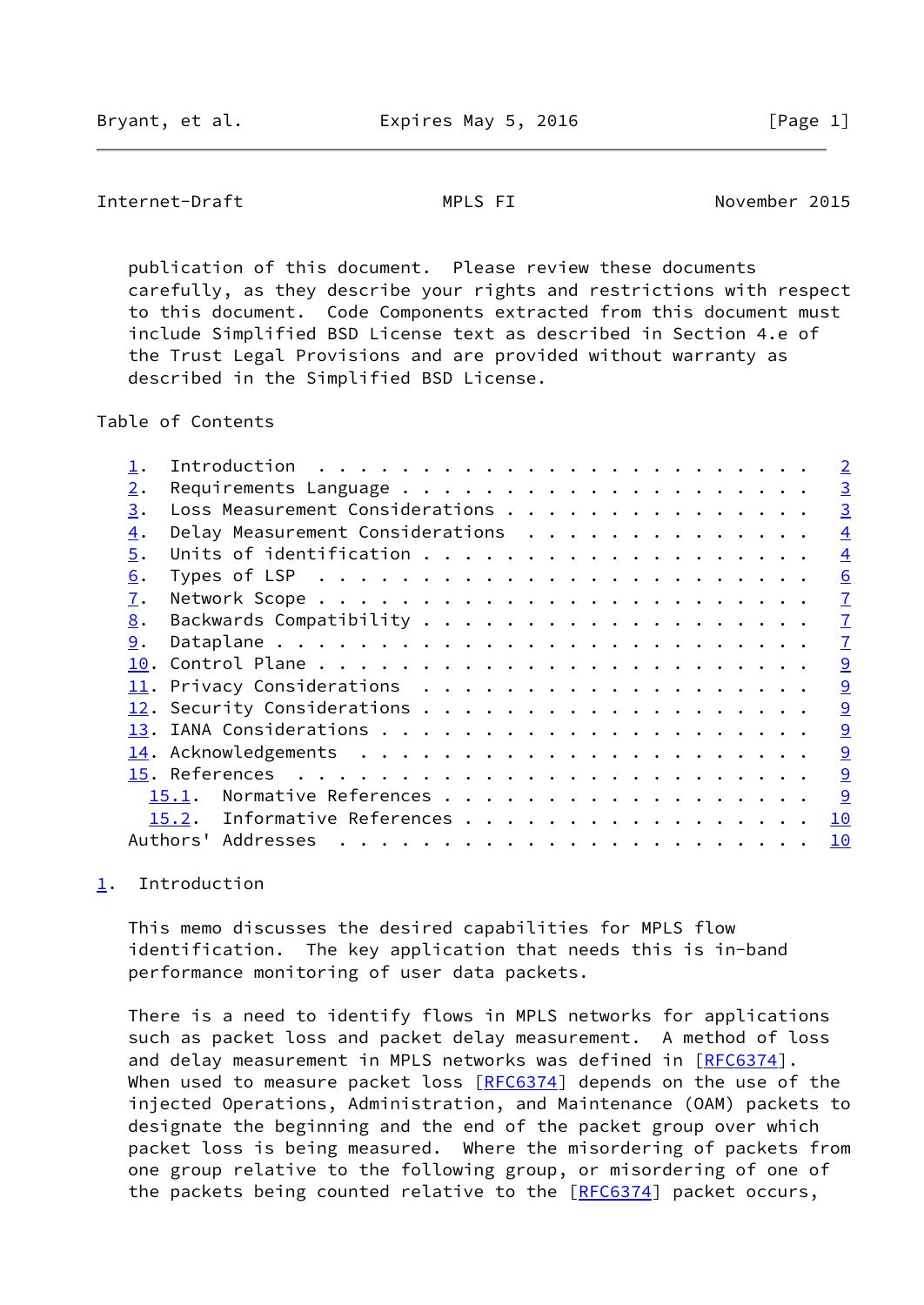publication of this document. Please review these documents carefully, as they describe your rights and restrictions with respect to this document. Code Components extracted from this document must include Simplified BSD License text as described in Section 4.e of the Trust Legal Provisions and are provided without warranty as described in the Simplified BSD License.

Table of Contents

1. Introduction . . . . . . . . . . . . . . . . . . . . . . . . 2
2. Requirements Language . . . . . . . . . . . . . . . . . . . . 3
3. Loss Measurement Considerations . . . . . . . . . . . . . . . 3
4. Delay Measurement Considerations . . . . . . . . . . . . . . 4
5. Units of identification . . . . . . . . . . . . . . . . . . . 4
6. Types of LSP . . . . . . . . . . . . . . . . . . . . . . . . 6
7. Network Scope . . . . . . . . . . . . . . . . . . . . . . . . 7
8. Backwards Compatibility . . . . . . . . . . . . . . . . . . . 7
9. Dataplane . . . . . . . . . . . . . . . . . . . . . . . . . . 7
10. Control Plane . . . . . . . . . . . . . . . . . . . . . . . . 9
11. Privacy Considerations . . . . . . . . . . . . . . . . . . . 9
12. Security Considerations . . . . . . . . . . . . . . . . . . . 9
13. IANA Considerations . . . . . . . . . . . . . . . . . . . . . 9
14. Acknowledgements . . . . . . . . . . . . . . . . . . . . . . 9
15. References . . . . . . . . . . . . . . . . . . . . . . . . . 9
   15.1. Normative References . . . . . . . . . . . . . . . . . . 9
   15.2. Informative References . . . . . . . . . . . . . . . . . 10
Authors' Addresses . . . . . . . . . . . . . . . . . . . . . . . 10

## 1. Introduction

This memo discusses the desired capabilities for MPLS flow identification. The key application that needs this is in-band performance monitoring of user data packets.

There is a need to identify flows in MPLS networks for applications such as packet loss and packet delay measurement. A method of loss and delay measurement in MPLS networks was defined in [RFC6374]. When used to measure packet loss [RFC6374] depends on the use of the injected Operations, Administration, and Maintenance (OAM) packets to designate the beginning and the end of the packet group over which packet loss is being measured. Where the misordering of packets from one group relative to the following group, or misordering of one of the packets being counted relative to the [RFC6374] packet occurs,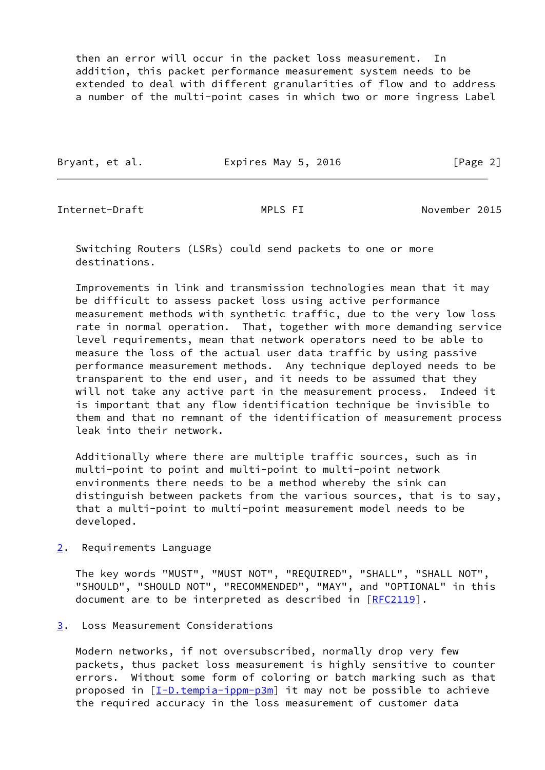then an error will occur in the packet loss measurement. In addition, this packet performance measurement system needs to be extended to deal with different granularities of flow and to address a number of the multi-point cases in which two or more ingress Label Switching Routers (LSRs) could send packets to one or more destinations.

Improvements in link and transmission technologies mean that it may be difficult to assess packet loss using active performance measurement methods with synthetic traffic, due to the very low loss rate in normal operation. That, together with more demanding service level requirements, mean that network operators need to be able to measure the loss of the actual user data traffic by using passive performance measurement methods. Any technique deployed needs to be transparent to the end user, and it needs to be assumed that they will not take any active part in the measurement process. Indeed it is important that any flow identification technique be invisible to them and that no remnant of the identification of measurement process leak into their network.

Additionally where there are multiple traffic sources, such as in multi-point to point and multi-point to multi-point network environments there needs to be a method whereby the sink can distinguish between packets from the various sources, that is to say, that a multi-point to multi-point measurement model needs to be developed.

## 2. Requirements Language

The key words "MUST", "MUST NOT", "REQUIRED", "SHALL", "SHALL NOT", "SHOULD", "SHOULD NOT", "RECOMMENDED", "MAY", and "OPTIONAL" in this document are to be interpreted as described in [RFC2119].

## 3. Loss Measurement Considerations

Modern networks, if not oversubscribed, normally drop very few packets, thus packet loss measurement is highly sensitive to counter errors. Without some form of coloring or batch marking such as that proposed in [I-D.tempia-ippm-p3m] it may not be possible to achieve the required accuracy in the loss measurement of customer data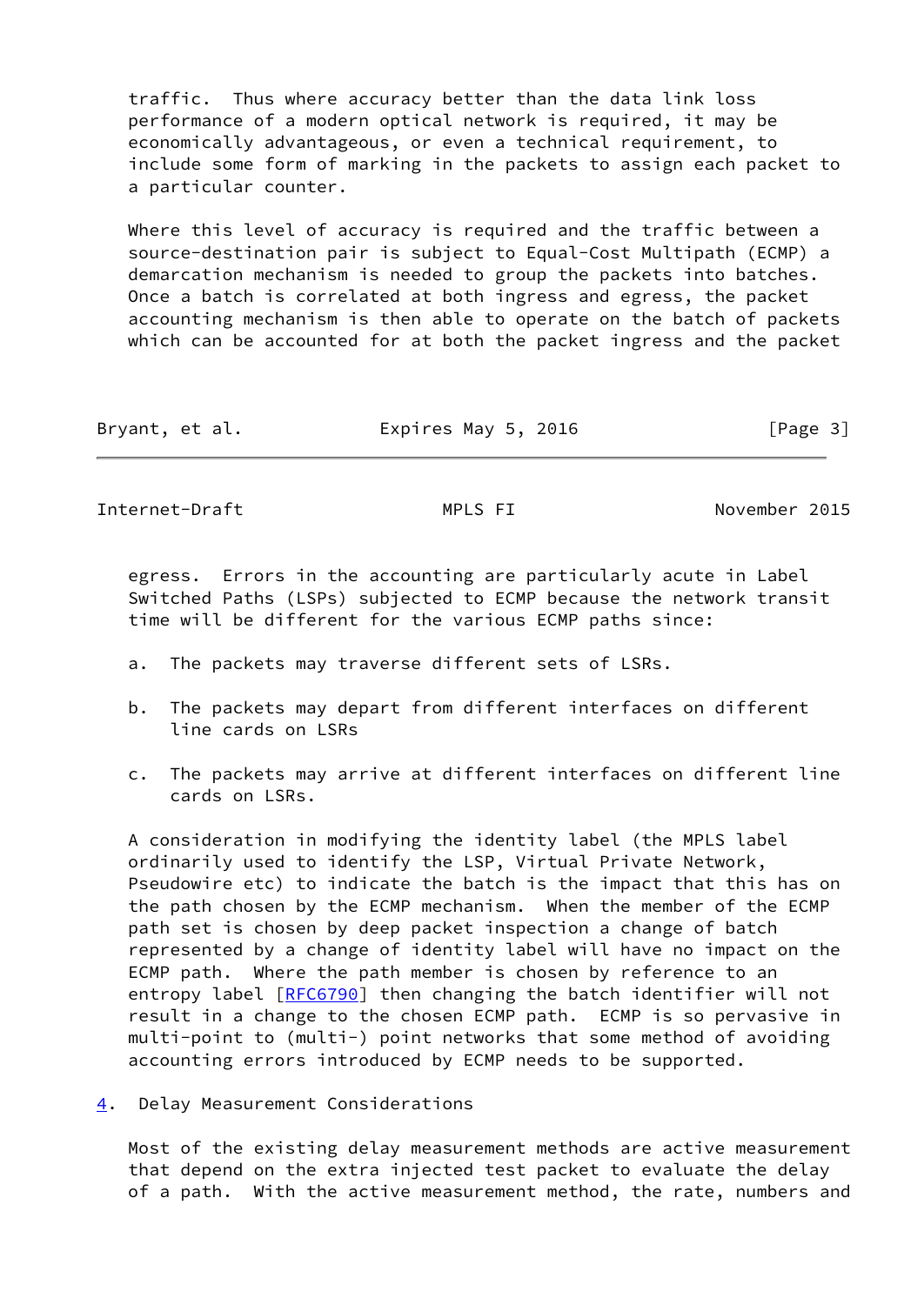traffic. Thus where accuracy better than the data link loss performance of a modern optical network is required, it may be economically advantageous, or even a technical requirement, to include some form of marking in the packets to assign each packet to a particular counter.

Where this level of accuracy is required and the traffic between a source-destination pair is subject to Equal-Cost Multipath (ECMP) a demarcation mechanism is needed to group the packets into batches. Once a batch is correlated at both ingress and egress, the packet accounting mechanism is then able to operate on the batch of packets which can be accounted for at both the packet ingress and the packet egress. Errors in the accounting are particularly acute in Label Switched Paths (LSPs) subjected to ECMP because the network transit time will be different for the various ECMP paths since:

a. The packets may traverse different sets of LSRs.

b. The packets may depart from different interfaces on different line cards on LSRs

c. The packets may arrive at different interfaces on different line cards on LSRs.

A consideration in modifying the identity label (the MPLS label ordinarily used to identify the LSP, Virtual Private Network, Pseudowire etc) to indicate the batch is the impact that this has on the path chosen by the ECMP mechanism. When the member of the ECMP path set is chosen by deep packet inspection a change of batch represented by a change of identity label will have no impact on the ECMP path. Where the path member is chosen by reference to an entropy label [RFC6790] then changing the batch identifier will not result in a change to the chosen ECMP path. ECMP is so pervasive in multi-point to (multi-) point networks that some method of avoiding accounting errors introduced by ECMP needs to be supported.

## 4. Delay Measurement Considerations

Most of the existing delay measurement methods are active measurement that depend on the extra injected test packet to evaluate the delay of a path. With the active measurement method, the rate, numbers and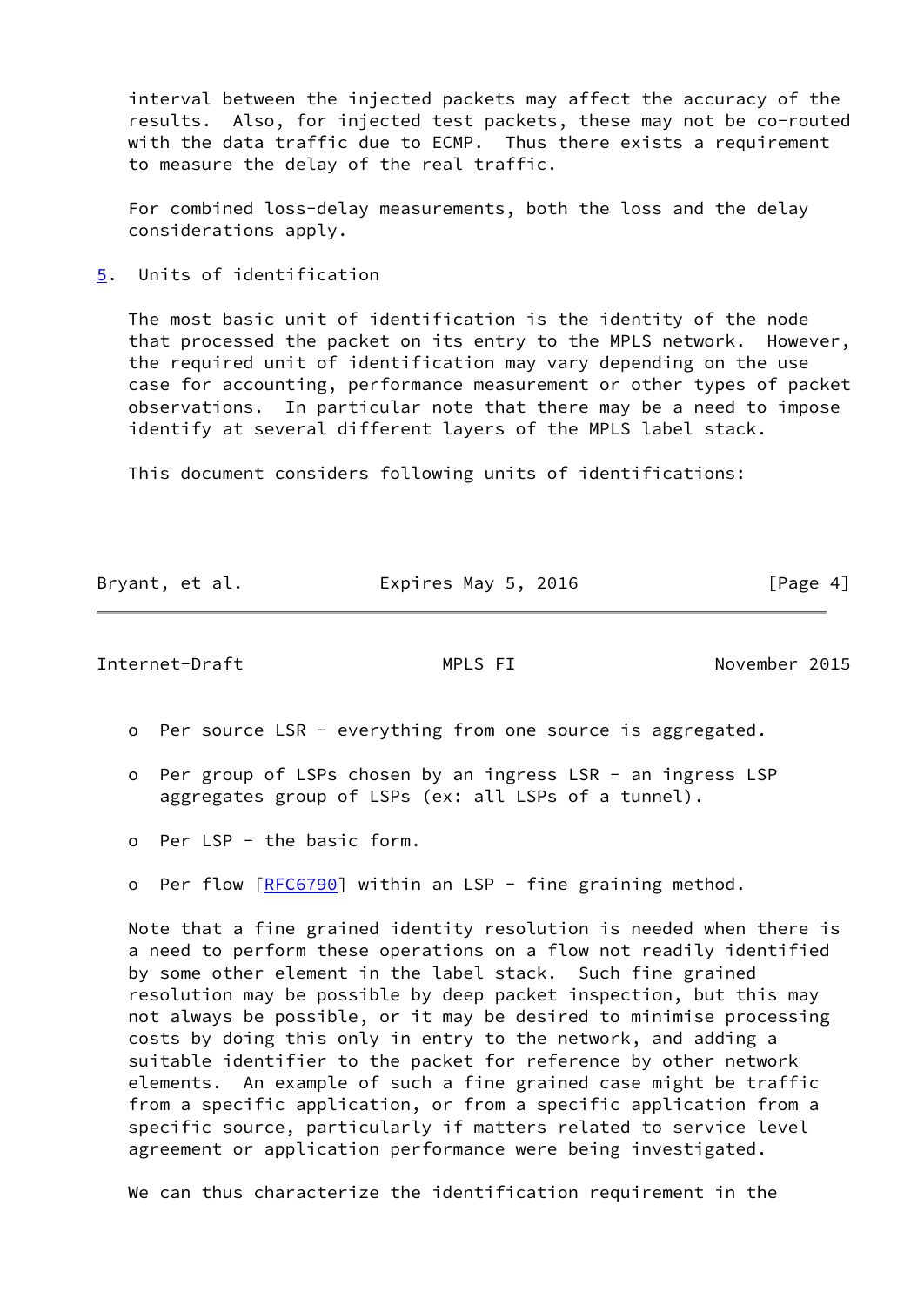interval between the injected packets may affect the accuracy of the results. Also, for injected test packets, these may not be co-routed with the data traffic due to ECMP. Thus there exists a requirement to measure the delay of the real traffic.

For combined loss-delay measurements, both the loss and the delay considerations apply.

## 5. Units of identification

The most basic unit of identification is the identity of the node that processed the packet on its entry to the MPLS network. However, the required unit of identification may vary depending on the use case for accounting, performance measurement or other types of packet observations. In particular note that there may be a need to impose identify at several different layers of the MPLS label stack.

This document considers following units of identifications:

- Per source LSR - everything from one source is aggregated.
- Per group of LSPs chosen by an ingress LSR - an ingress LSP aggregates group of LSPs (ex: all LSPs of a tunnel).
- Per LSP - the basic form.
- Per flow [RFC6790] within an LSP - fine graining method.

Note that a fine grained identity resolution is needed when there is a need to perform these operations on a flow not readily identified by some other element in the label stack. Such fine grained resolution may be possible by deep packet inspection, but this may not always be possible, or it may be desired to minimise processing costs by doing this only in entry to the network, and adding a suitable identifier to the packet for reference by other network elements. An example of such a fine grained case might be traffic from a specific application, or from a specific application from a specific source, particularly if matters related to service level agreement or application performance were being investigated.

We can thus characterize the identification requirement in the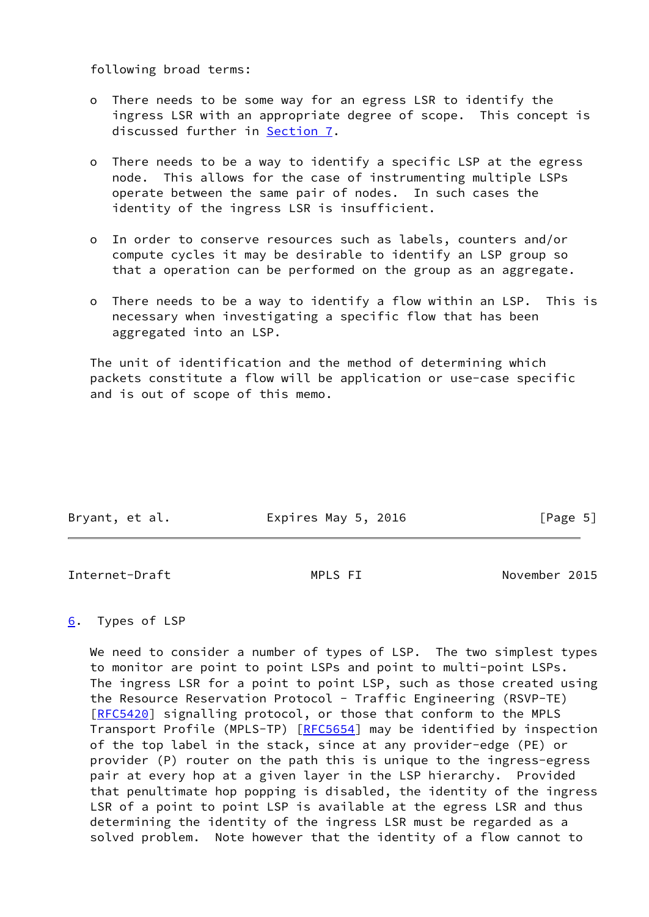following broad terms:

- There needs to be some way for an egress LSR to identify the ingress LSR with an appropriate degree of scope. This concept is discussed further in Section 7.

- There needs to be a way to identify a specific LSP at the egress node. This allows for the case of instrumenting multiple LSPs operate between the same pair of nodes. In such cases the identity of the ingress LSR is insufficient.

- In order to conserve resources such as labels, counters and/or compute cycles it may be desirable to identify an LSP group so that a operation can be performed on the group as an aggregate.

- There needs to be a way to identify a flow within an LSP. This is necessary when investigating a specific flow that has been aggregated into an LSP.

The unit of identification and the method of determining which packets constitute a flow will be application or use-case specific and is out of scope of this memo.

## 6. Types of LSP

We need to consider a number of types of LSP. The two simplest types to monitor are point to point LSPs and point to multi-point LSPs. The ingress LSR for a point to point LSP, such as those created using the Resource Reservation Protocol - Traffic Engineering (RSVP-TE) [RFC5420] signalling protocol, or those that conform to the MPLS Transport Profile (MPLS-TP) [RFC5654] may be identified by inspection of the top label in the stack, since at any provider-edge (PE) or provider (P) router on the path this is unique to the ingress-egress pair at every hop at a given layer in the LSP hierarchy. Provided that penultimate hop popping is disabled, the identity of the ingress LSR of a point to point LSP is available at the egress LSR and thus determining the identity of the ingress LSR must be regarded as a solved problem. Note however that the identity of a flow cannot to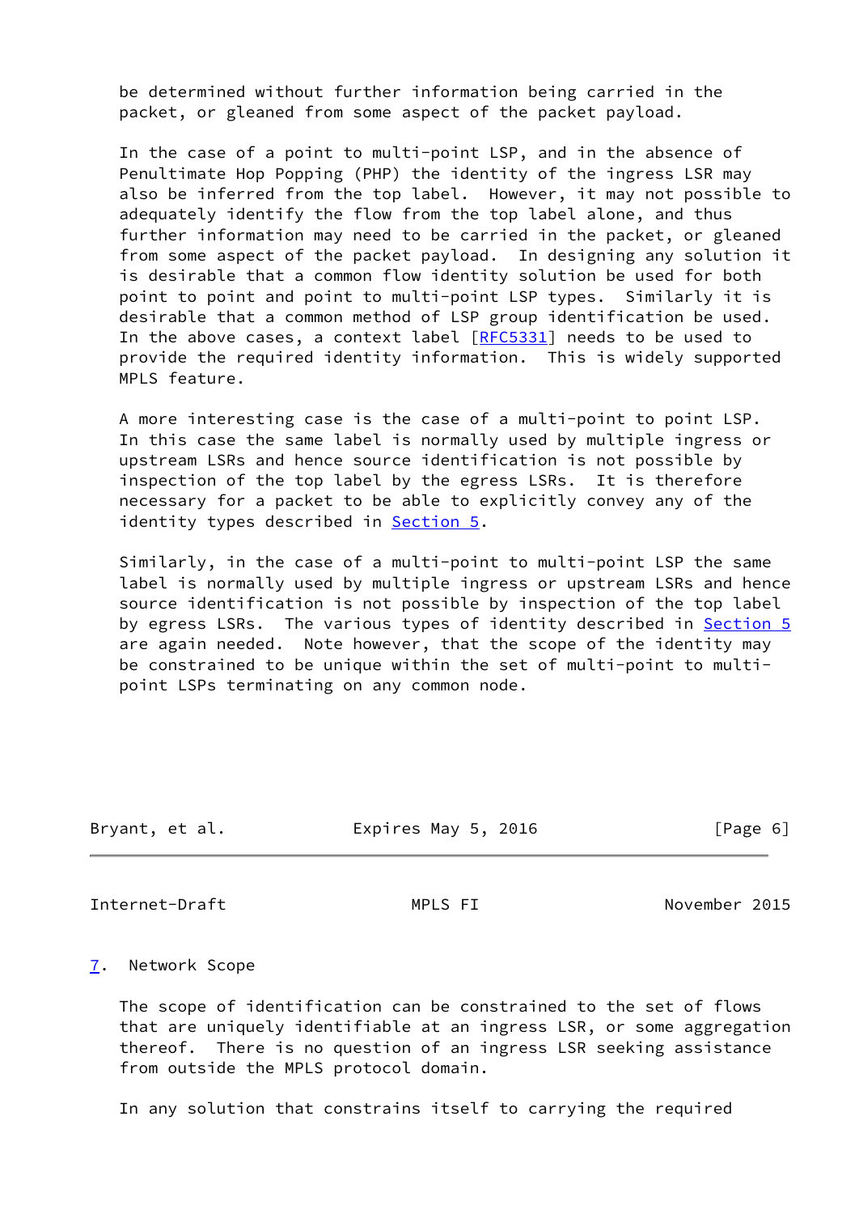be determined without further information being carried in the packet, or gleaned from some aspect of the packet payload.

In the case of a point to multi-point LSP, and in the absence of Penultimate Hop Popping (PHP) the identity of the ingress LSR may also be inferred from the top label. However, it may not possible to adequately identify the flow from the top label alone, and thus further information may need to be carried in the packet, or gleaned from some aspect of the packet payload. In designing any solution it is desirable that a common flow identity solution be used for both point to point and point to multi-point LSP types. Similarly it is desirable that a common method of LSP group identification be used. In the above cases, a context label [RFC5331] needs to be used to provide the required identity information. This is widely supported MPLS feature.

A more interesting case is the case of a multi-point to point LSP. In this case the same label is normally used by multiple ingress or upstream LSRs and hence source identification is not possible by inspection of the top label by the egress LSRs. It is therefore necessary for a packet to be able to explicitly convey any of the identity types described in Section 5.

Similarly, in the case of a multi-point to multi-point LSP the same label is normally used by multiple ingress or upstream LSRs and hence source identification is not possible by inspection of the top label by egress LSRs. The various types of identity described in Section 5 are again needed. Note however, that the scope of the identity may be constrained to be unique within the set of multi-point to multi-point LSPs terminating on any common node.

## 7. Network Scope

The scope of identification can be constrained to the set of flows that are uniquely identifiable at an ingress LSR, or some aggregation thereof. There is no question of an ingress LSR seeking assistance from outside the MPLS protocol domain.

In any solution that constrains itself to carrying the required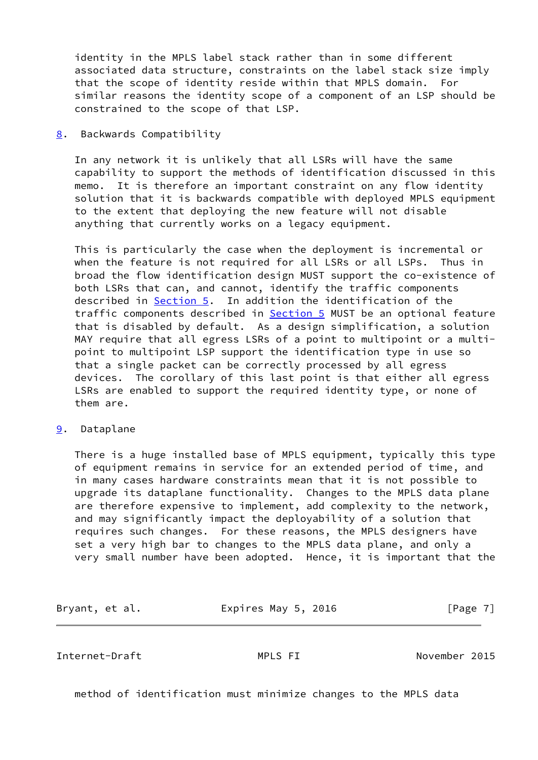identity in the MPLS label stack rather than in some different associated data structure, constraints on the label stack size imply that the scope of identity reside within that MPLS domain. For similar reasons the identity scope of a component of an LSP should be constrained to the scope of that LSP.

## 8. Backwards Compatibility

In any network it is unlikely that all LSRs will have the same capability to support the methods of identification discussed in this memo. It is therefore an important constraint on any flow identity solution that it is backwards compatible with deployed MPLS equipment to the extent that deploying the new feature will not disable anything that currently works on a legacy equipment.

This is particularly the case when the deployment is incremental or when the feature is not required for all LSRs or all LSPs. Thus in broad the flow identification design MUST support the co-existence of both LSRs that can, and cannot, identify the traffic components described in Section 5. In addition the identification of the traffic components described in Section 5 MUST be an optional feature that is disabled by default. As a design simplification, a solution MAY require that all egress LSRs of a point to multipoint or a multi-point to multipoint LSP support the identification type in use so that a single packet can be correctly processed by all egress devices. The corollary of this last point is that either all egress LSRs are enabled to support the required identity type, or none of them are.

## 9. Dataplane

There is a huge installed base of MPLS equipment, typically this type of equipment remains in service for an extended period of time, and in many cases hardware constraints mean that it is not possible to upgrade its dataplane functionality. Changes to the MPLS data plane are therefore expensive to implement, add complexity to the network, and may significantly impact the deployability of a solution that requires such changes. For these reasons, the MPLS designers have set a very high bar to changes to the MPLS data plane, and only a very small number have been adopted. Hence, it is important that the method of identification must minimize changes to the MPLS data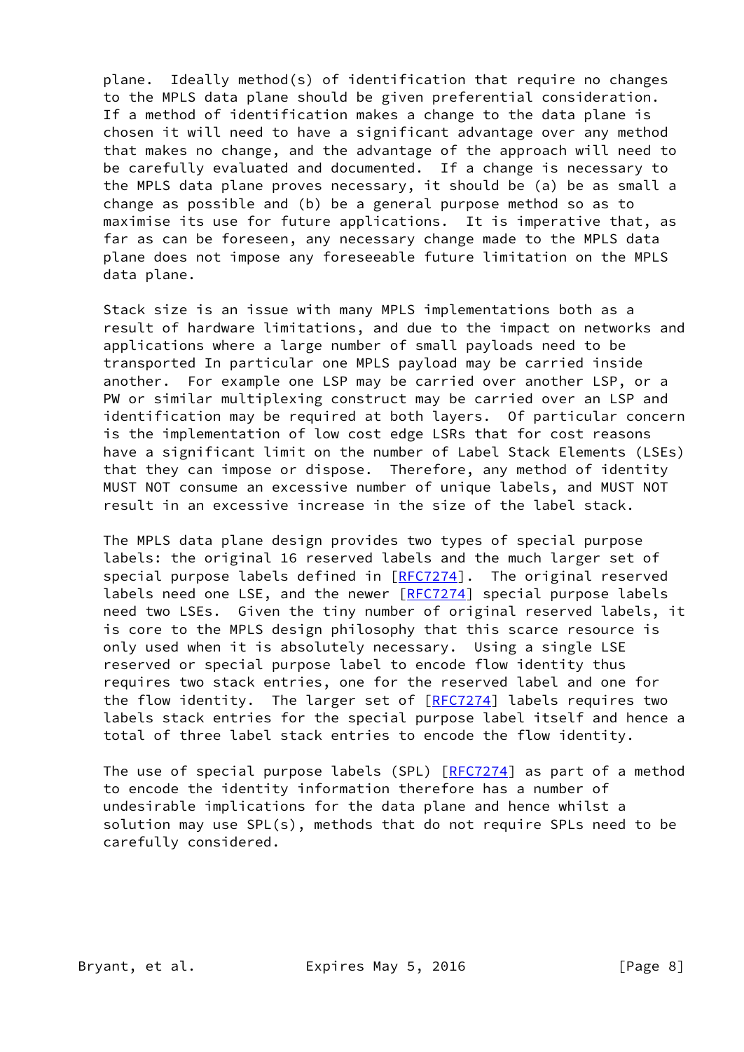plane. Ideally method(s) of identification that require no changes to the MPLS data plane should be given preferential consideration. If a method of identification makes a change to the data plane is chosen it will need to have a significant advantage over any method that makes no change, and the advantage of the approach will need to be carefully evaluated and documented. If a change is necessary to the MPLS data plane proves necessary, it should be (a) be as small a change as possible and (b) be a general purpose method so as to maximise its use for future applications. It is imperative that, as far as can be foreseen, any necessary change made to the MPLS data plane does not impose any foreseeable future limitation on the MPLS data plane.

Stack size is an issue with many MPLS implementations both as a result of hardware limitations, and due to the impact on networks and applications where a large number of small payloads need to be transported In particular one MPLS payload may be carried inside another. For example one LSP may be carried over another LSP, or a PW or similar multiplexing construct may be carried over an LSP and identification may be required at both layers. Of particular concern is the implementation of low cost edge LSRs that for cost reasons have a significant limit on the number of Label Stack Elements (LSEs) that they can impose or dispose. Therefore, any method of identity MUST NOT consume an excessive number of unique labels, and MUST NOT result in an excessive increase in the size of the label stack.

The MPLS data plane design provides two types of special purpose labels: the original 16 reserved labels and the much larger set of special purpose labels defined in [RFC7274]. The original reserved labels need one LSE, and the newer [RFC7274] special purpose labels need two LSEs. Given the tiny number of original reserved labels, it is core to the MPLS design philosophy that this scarce resource is only used when it is absolutely necessary. Using a single LSE reserved or special purpose label to encode flow identity thus requires two stack entries, one for the reserved label and one for the flow identity. The larger set of [RFC7274] labels requires two labels stack entries for the special purpose label itself and hence a total of three label stack entries to encode the flow identity.

The use of special purpose labels (SPL) [RFC7274] as part of a method to encode the identity information therefore has a number of undesirable implications for the data plane and hence whilst a solution may use SPL(s), methods that do not require SPLs need to be carefully considered.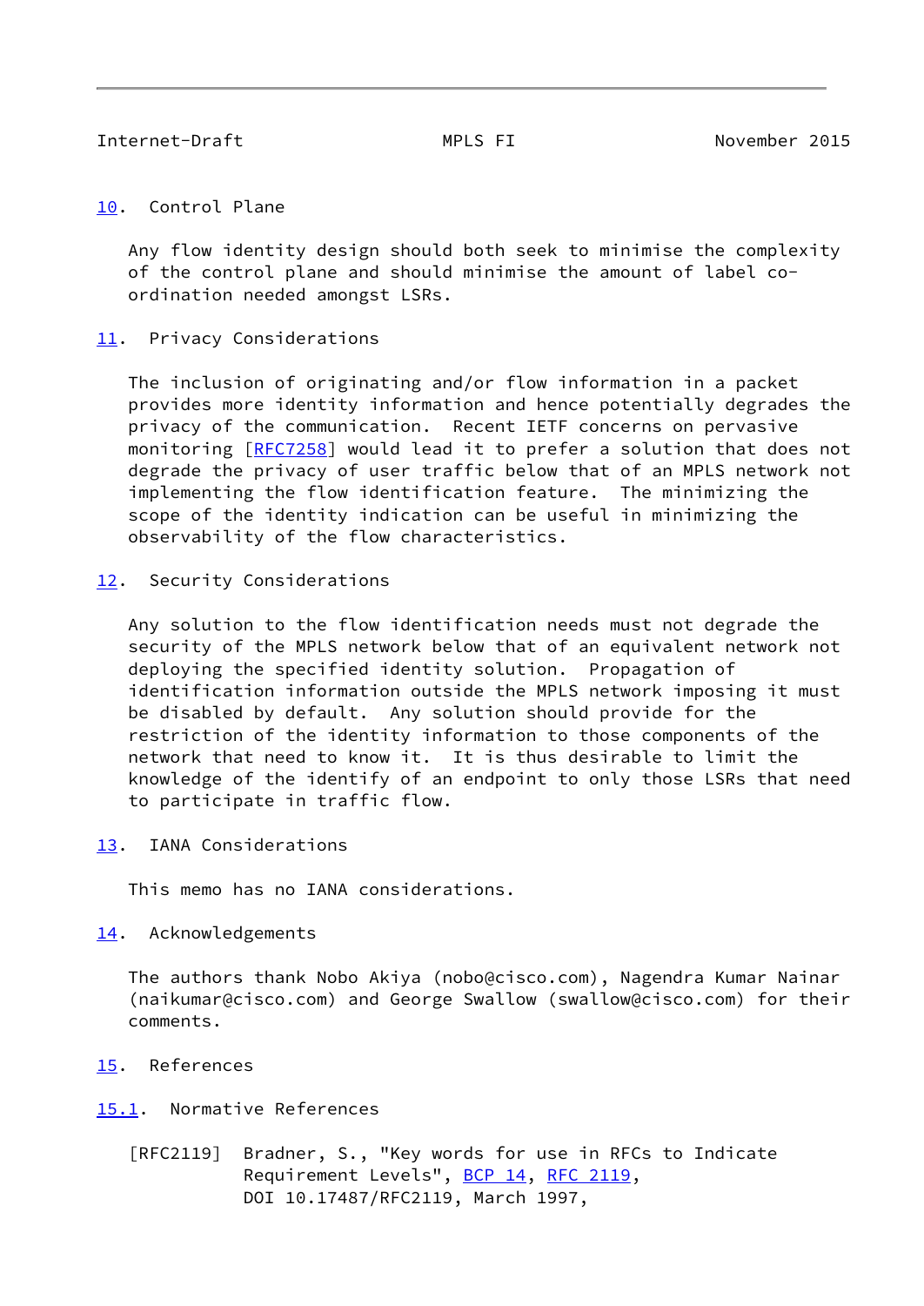## 10. Control Plane

Any flow identity design should both seek to minimise the complexity of the control plane and should minimise the amount of label co-ordination needed amongst LSRs.

## 11. Privacy Considerations

The inclusion of originating and/or flow information in a packet provides more identity information and hence potentially degrades the privacy of the communication. Recent IETF concerns on pervasive monitoring [RFC7258] would lead it to prefer a solution that does not degrade the privacy of user traffic below that of an MPLS network not implementing the flow identification feature. The minimizing the scope of the identity indication can be useful in minimizing the observability of the flow characteristics.

## 12. Security Considerations

Any solution to the flow identification needs must not degrade the security of the MPLS network below that of an equivalent network not deploying the specified identity solution. Propagation of identification information outside the MPLS network imposing it must be disabled by default. Any solution should provide for the restriction of the identity information to those components of the network that need to know it. It is thus desirable to limit the knowledge of the identify of an endpoint to only those LSRs that need to participate in traffic flow.

## 13. IANA Considerations

This memo has no IANA considerations.

## 14. Acknowledgements

The authors thank Nobo Akiya (nobo@cisco.com), Nagendra Kumar Nainar (naikumar@cisco.com) and George Swallow (swallow@cisco.com) for their comments.

## 15. References

### 15.1. Normative References

[RFC2119] Bradner, S., "Key words for use in RFCs to Indicate Requirement Levels", BCP 14, RFC 2119, DOI 10.17487/RFC2119, March 1997,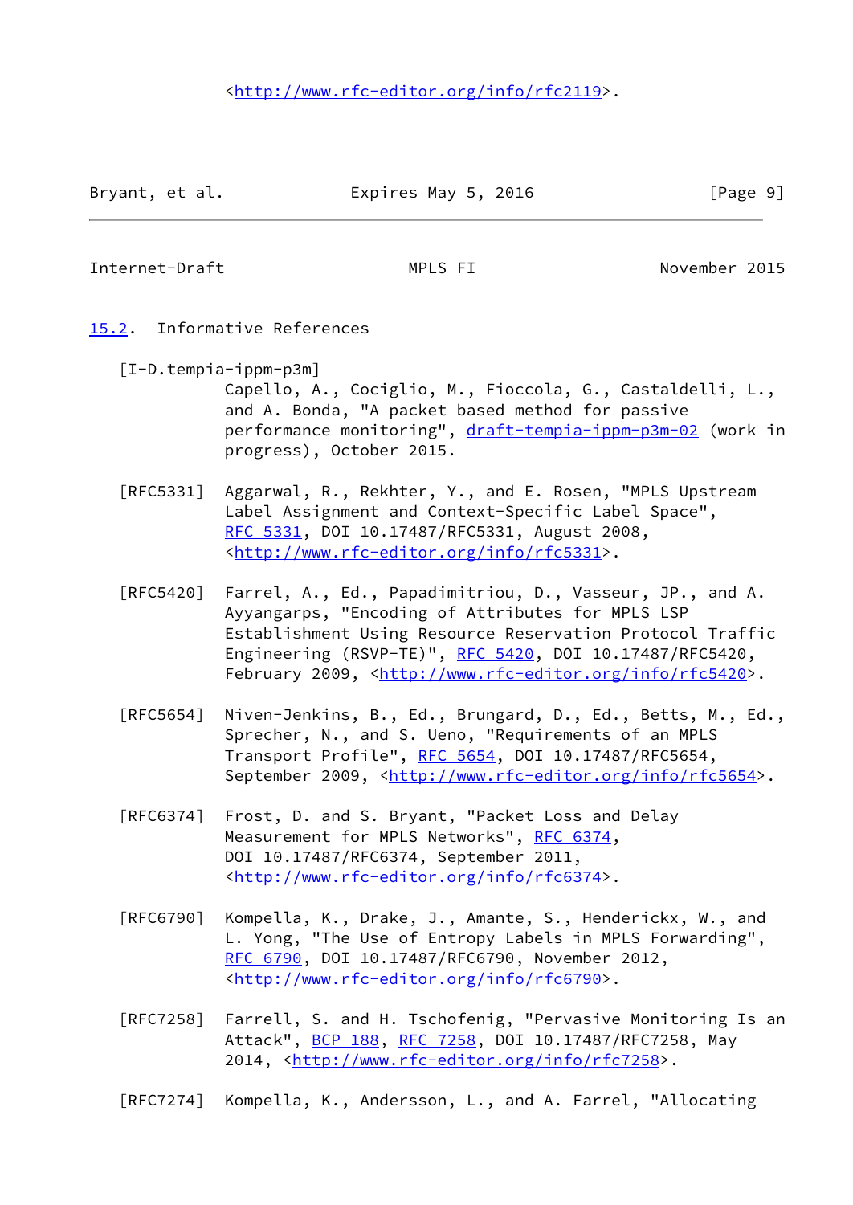<http://www.rfc-editor.org/info/rfc2119>.

### 15.2. Informative References

[I-D.tempia-ippm-p3m]
Capello, A., Cociglio, M., Fioccola, G., Castaldelli, L., and A. Bonda, "A packet based method for passive performance monitoring", draft-tempia-ippm-p3m-02 (work in progress), October 2015.

[RFC5331] Aggarwal, R., Rekhter, Y., and E. Rosen, "MPLS Upstream Label Assignment and Context-Specific Label Space", RFC 5331, DOI 10.17487/RFC5331, August 2008, <http://www.rfc-editor.org/info/rfc5331>.

[RFC5420] Farrel, A., Ed., Papadimitriou, D., Vasseur, JP., and A. Ayyangarps, "Encoding of Attributes for MPLS LSP Establishment Using Resource Reservation Protocol Traffic Engineering (RSVP-TE)", RFC 5420, DOI 10.17487/RFC5420, February 2009, <http://www.rfc-editor.org/info/rfc5420>.

[RFC5654] Niven-Jenkins, B., Ed., Brungard, D., Ed., Betts, M., Ed., Sprecher, N., and S. Ueno, "Requirements of an MPLS Transport Profile", RFC 5654, DOI 10.17487/RFC5654, September 2009, <http://www.rfc-editor.org/info/rfc5654>.

[RFC6374] Frost, D. and S. Bryant, "Packet Loss and Delay Measurement for MPLS Networks", RFC 6374, DOI 10.17487/RFC6374, September 2011, <http://www.rfc-editor.org/info/rfc6374>.

[RFC6790] Kompella, K., Drake, J., Amante, S., Henderickx, W., and L. Yong, "The Use of Entropy Labels in MPLS Forwarding", RFC 6790, DOI 10.17487/RFC6790, November 2012, <http://www.rfc-editor.org/info/rfc6790>.

[RFC7258] Farrell, S. and H. Tschofenig, "Pervasive Monitoring Is an Attack", BCP 188, RFC 7258, DOI 10.17487/RFC7258, May 2014, <http://www.rfc-editor.org/info/rfc7258>.

[RFC7274] Kompella, K., Andersson, L., and A. Farrel, "Allocating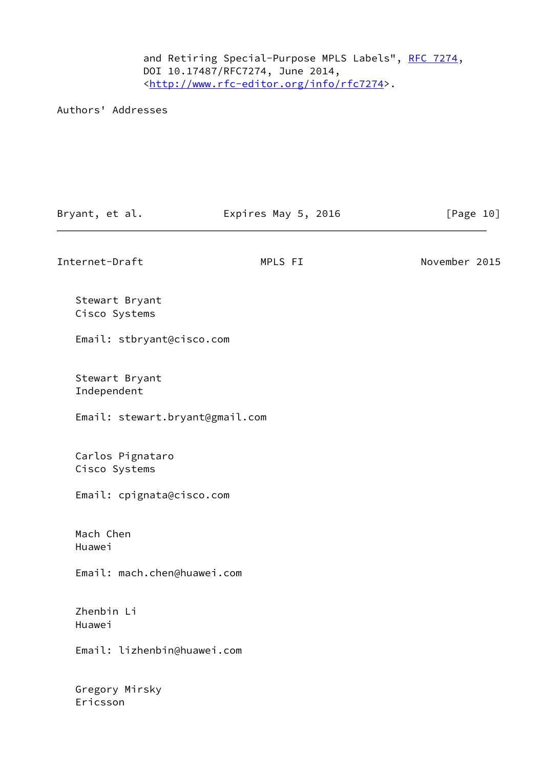and Retiring Special-Purpose MPLS Labels", RFC 7274, DOI 10.17487/RFC7274, June 2014, <http://www.rfc-editor.org/info/rfc7274>.

## Authors' Addresses

Stewart Bryant
Cisco Systems

Email: stbryant@cisco.com

Stewart Bryant
Independent

Email: stewart.bryant@gmail.com

Carlos Pignataro
Cisco Systems

Email: cpignata@cisco.com

Mach Chen
Huawei

Email: mach.chen@huawei.com

Zhenbin Li
Huawei

Email: lizhenbin@huawei.com

Gregory Mirsky
Ericsson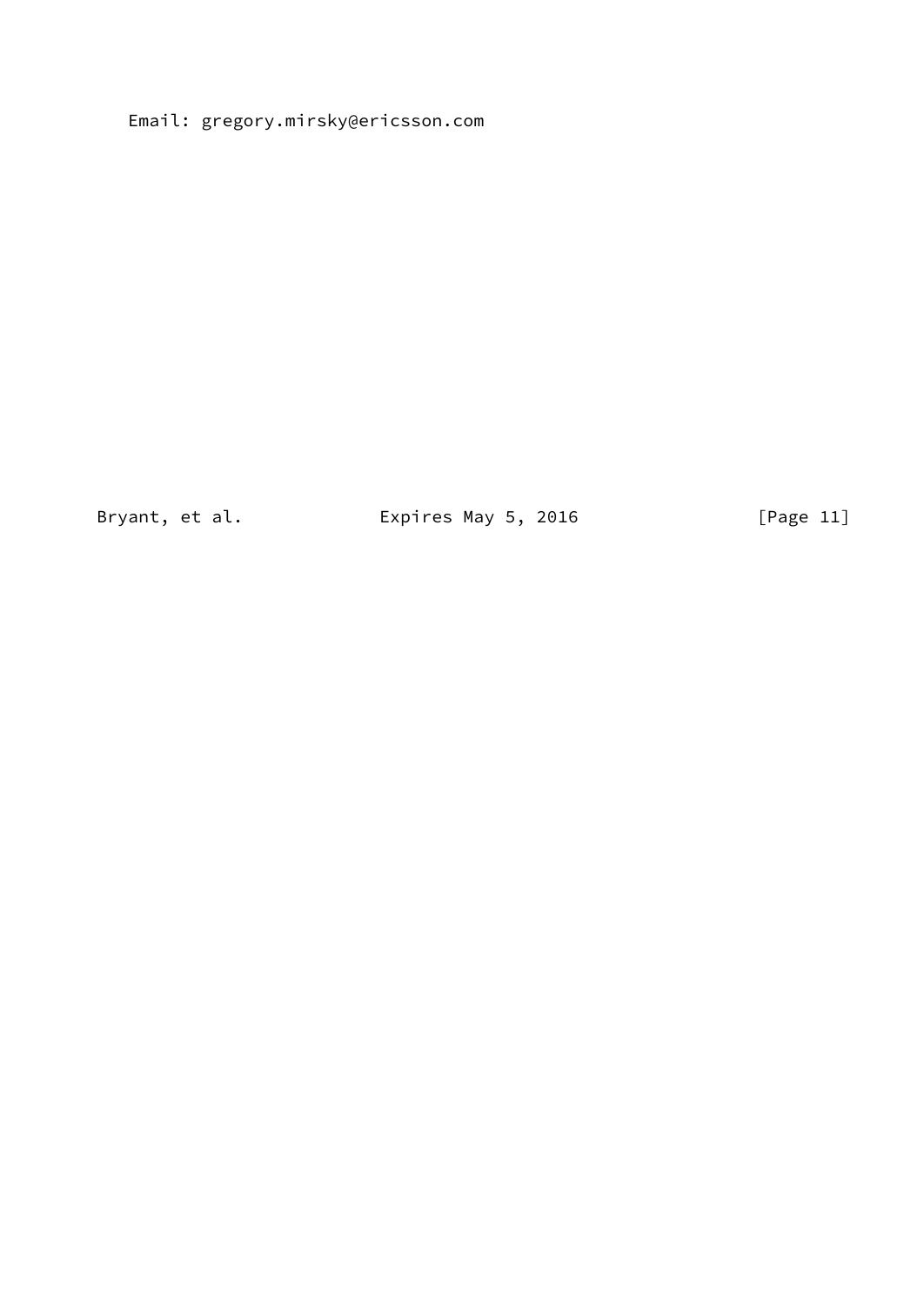Email: gregory.mirsky@ericsson.com